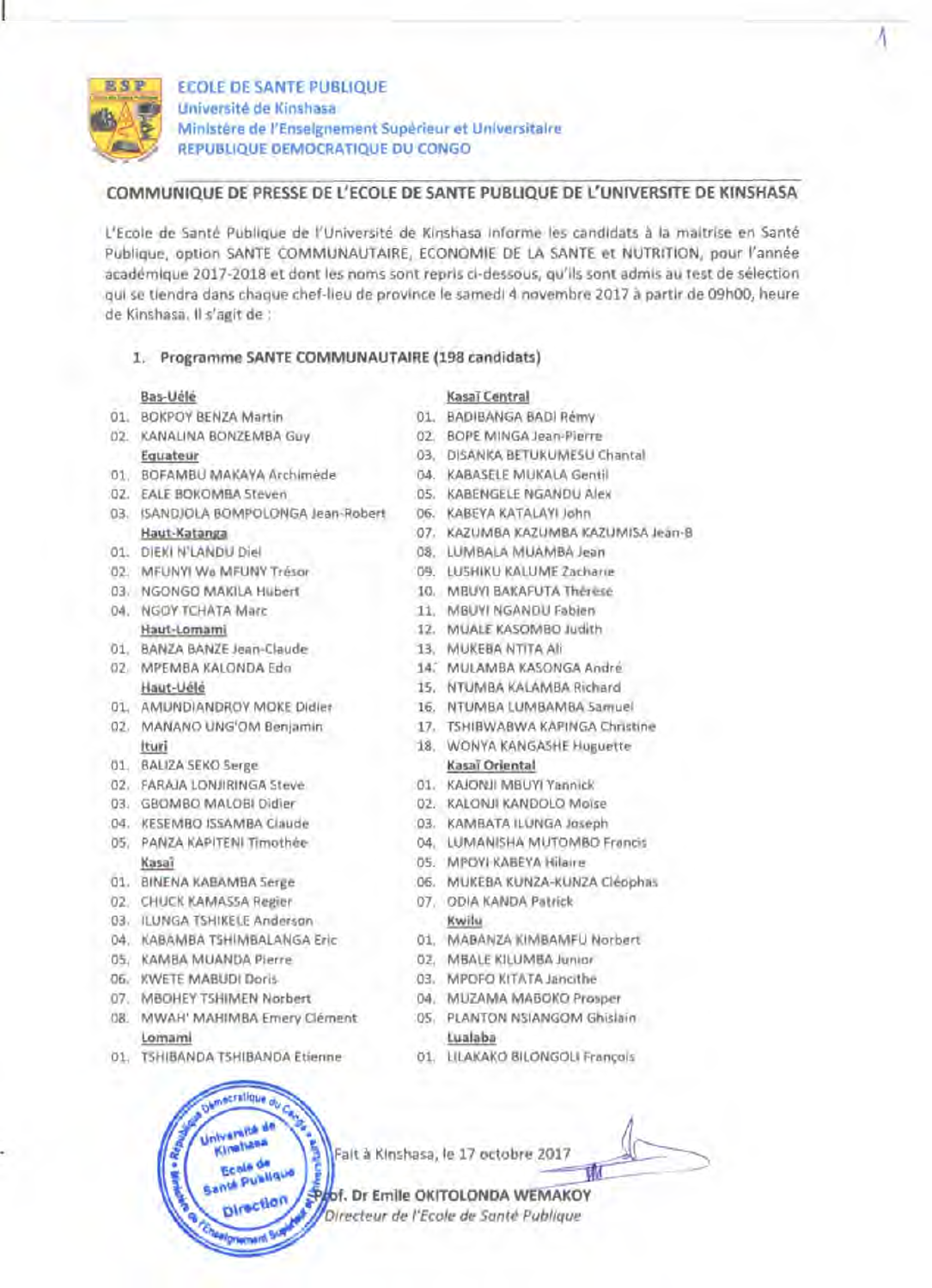**ECOLE DE SANTE PUBLIQUE**
**Université de Kinshasa**
**Ministère de l'Enseignement Supérieur et Universitaire**
**REPUBLIQUE DEMOCRATIQUE DU CONGO**

## COMMUNIQUE DE PRESSE DE L'ECOLE DE SANTE PUBLIQUE DE L'UNIVERSITE DE KINSHASA

L'Ecole de Santé Publique de l'Université de Kinshasa informe les candidats à la maîtrise en Santé Publique, option SANTE COMMUNAUTAIRE, ECONOMIE DE LA SANTE et NUTRITION, pour l'année académique 2017-2018 et dont les noms sont repris ci-dessous, qu'ils sont admis au test de sélection qui se tiendra dans chaque chef-lieu de province le samedi 4 novembre 2017 à partir de 09h00, heure de Kinshasa. Il s'agit de :

### 1. Programme SANTE COMMUNAUTAIRE (198 candidats)

**Bas-Uélé**

01. BOKPOY BENZA Martin
02. KANALINA BONZEMBA Guy

**Equateur**

01. BOFAMBU MAKAYA Archimède
02. EALE BOKOMBA Steven
03. ISANDJOLA BOMPOLONGA Jean-Robert

**Haut-Katanga**

01. DIEKI N'LANDU Diel
02. MFUNYI Wa MFUNY Trésor
03. NGONGO MAKILA Hubert
04. NGOY TCHATA Marc

**Haut-Lomami**

01. BANZA BANZE Jean-Claude
02. MPEMBA KALONDA Edo

**Haut-Uélé**

01. AMUNDIANDROY MOKE Didier
02. MANANO UNG'OM Benjamin

**Ituri**

01. BALIZA SEKO Serge
02. FARAJA LONJIRINGA Steve
03. GBOMBO MALOBI Didier
04. KESEMBO ISSAMBA Claude
05. PANZA KAPITENI Timothée

**Kasaï**

01. BINENA KABAMBA Serge
02. CHUCK KAMASSA Regier
03. ILUNGA TSHIKELE Anderson
04. KABAMBA TSHIMBALANGA Eric
05. KAMBA MUANDA Pierre
06. KWETE MABUDI Doris
07. MBOHEY TSHIMEN Norbert
08. MWAH' MAHIMBA Emery Clément

**Lomami**

01. TSHIBANDA TSHIBANDA Etienne

**Kasaï Central**

01. BADIBANGA BADI Rémy
02. BOPE MINGA Jean-Pierre
03. DISANKA BETUKUMESU Chantal
04. KABASELE MUKALA Gentil
05. KABENGELE NGANDU Alex
06. KABEYA KATALAYI John
07. KAZUMBA KAZUMBA KAZUMISA Jean-B
08. LUMBALA MUAMBA Jean
09. LUSHIKU KALUME Zacharie
10. MBUYI BAKAFUTA Thérèse
11. MBUYI NGANDU Fabien
12. MUALE KASOMBO Judith
13. MUKEBA NTITA Ali
14. MULAMBA KASONGA André
15. NTUMBA KALAMBA Richard
16. NTUMBA LUMBAMBA Samuel
17. TSHIBWABWA KAPINGA Christine
18. WONYA KANGASHE Huguette

**Kasaï Oriental**

01. KAJONJI MBUYI Yannick
02. KALONJI KANDOLO Moïse
03. KAMBATA ILUNGA Joseph
04. LUMANISHA MUTOMBO Francis
05. MPOYI KABEYA Hilaire
06. MUKEBA KUNZA-KUNZA Cléophas
07. ODIA KANDA Patrick

**Kwilu**

01. MABANZA KIMBAMFU Norbert
02. MBALE KILUMBA Junior
03. MPOFO KITATA Jancithe
04. MUZAMA MABOKO Prosper
05. PLANTON NSIANGOM Ghislain

**Lualaba**

01. LILAKAKO BILONGOLI François

Fait à Kinshasa, le 17 octobre 2017

**Prof. Dr Emile OKITOLONDA WEMAKOY**
*Directeur de l'Ecole de Santé Publique*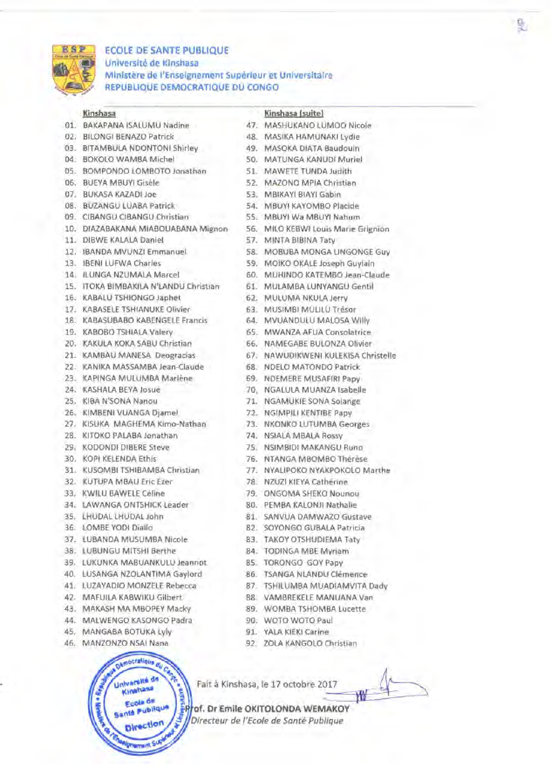**ECOLE DE SANTE PUBLIQUE**
**Université de Kinshasa**
**Ministère de l'Enseignement Supérieur et Universitaire**
**REPUBLIQUE DEMOCRATIQUE DU CONGO**

**Kinshasa**

01. BAKAPANA ISALUMU Nadine
02. BILONGI BENAZO Patrick
03. BITAMBULA NDONTONI Shirley
04. BOKOLO WAMBA Michel
05. BOMPONDO LOMBOTO Jonathan
06. BUEYA MBUYI Gisèle
07. BUKASA KAZADI Joe
08. BUZANGU LUABA Patrick
09. CIBANGU CIBANGU Christian
10. DIAZABAKANA MIABOUABANA Mignon
11. DIBWE KALALA Daniel
12. IBANDA MVUNZI Emmanuel
13. IBENI LUFWA Charles
14. ILUNGA NZUMALA Marcel
15. ITOKA BIMBAKILA N'LANDU Christian
16. KABALU TSHIONGO Japhet
17. KABASELE TSHIANUKE Olivier
18. KABASUBABO KABENGELE Francis
19. KABOBO TSHIALA Valery
20. KAKULA KOKA SABU Christian
21. KAMBAU MANESA Deogracias
22. KANIKA MASSAMBA Jean-Claude
23. KAPINGA MULUMBA Marlène
24. KASHALA BEYA Josué
25. KIBA N'SONA Nanou
26. KIMBENI VUANGA Djamel
27. KISUKA MAGHEMA Kimo-Nathan
28. KITOKO PALABA Jonathan
29. KODONDI DIBERE Steve
30. KOPI KELENDA Ethis
31. KUSOMBI TSHIBAMBA Christian
32. KUTUPA MBAU Eric Ezer
33. KWILU BAWELE Céline
34. LAWANGA ONTSHICK Leader
35. LHUDAL LHUDAL John
36. LOMBE YODI Diallo
37. LUBANDA MUSUMBA Nicole
38. LUBUNGU MITSHI Berthe
39. LUKUNKA MABUANKULU Jeannot
40. LUSANGA NZOLANTIMA Gaylord
41. LUZAYADIO MONZELE Rebecca
42. MAFUILA KABWIKU Gilbert
43. MAKASH MA MBOPEY Macky
44. MALWENGO KASONGO Padra
45. MANGABA BOTUKA Lyly
46. MANZONZO NSAI Nana

**Kinshasa (suite)**

47. MASHUKANO LUMOO Nicole
48. MASIKA HAMUNAKI Lydie
49. MASOKA DIATA Baudouin
50. MATUNGA KANUDI Muriel
51. MAWETE TUNDA Judith
52. MAZONO MPIA Christian
53. MBIKAYI BIAYI Gabin
54. MBUYI KAYOMBO Placide
55. MBUYI Wa MBUYI Nahum
56. MILO KEBWI Louis Marie Grignion
57. MINTA BIBINA Taty
58. MOBUBA MONGA LINGONGE Guy
59. MOIKO OKALE Joseph Guylain
60. MUHINDO KATEMBO Jean-Claude
61. MULAMBA LUNYANGU Gentil
62. MULUMA NKULA Jerry
63. MUSIMBI MULULU Trésor
64. MVUANDULU MALOSA Willy
65. MWANZA AFUA Consolatrice
66. NAMEGABE BULONZA Olivier
67. NAWUDIKWENI KULEKISA Christelle
68. NDELO MATONDO Patrick
69. NDEMERE MUSAFIRI Papy
70. NGALULA MUANZA Isabelle
71. NGAMUKIE SONA Solange
72. NGIMPILI KENTIBE Papy
73. NKONKO LUTUMBA Georges
74. NSIALA MBALA Rossy
75. NSIMBIDI MAKANGU Runo
76. NTANGA MBOMBO Thérèse
77. NYALIPOKO NYAKPOKOLO Marthe
78. NZUZI KIEYA Cathérine
79. ONGOMA SHEKO Nounou
80. PEMBA KALONJI Nathalie
81. SANVUA DAMWAZO Gustave
82. SOYONGO GUBALA Patricia
83. TAKOY OTSHUDIEMA Taty
84. TODINGA MBE Myriam
85. TORONGO GOY Papy
86. TSANGA NLANDU Clémence
87. TSHILUMBA MUADIAMVITA Dady
88. VAMBREKELE MANUANA Van
89. WOMBA TSHOMBA Lucette
90. WOTO WOTO Paul
91. YALA KIEKI Carine
92. ZOLA KANGOLO Christian

Fait à Kinshasa, le 17 octobre 2017

**Prof. Dr Emile OKITOLONDA WEMAKOY**
*Directeur de l'Ecole de Santé Publique*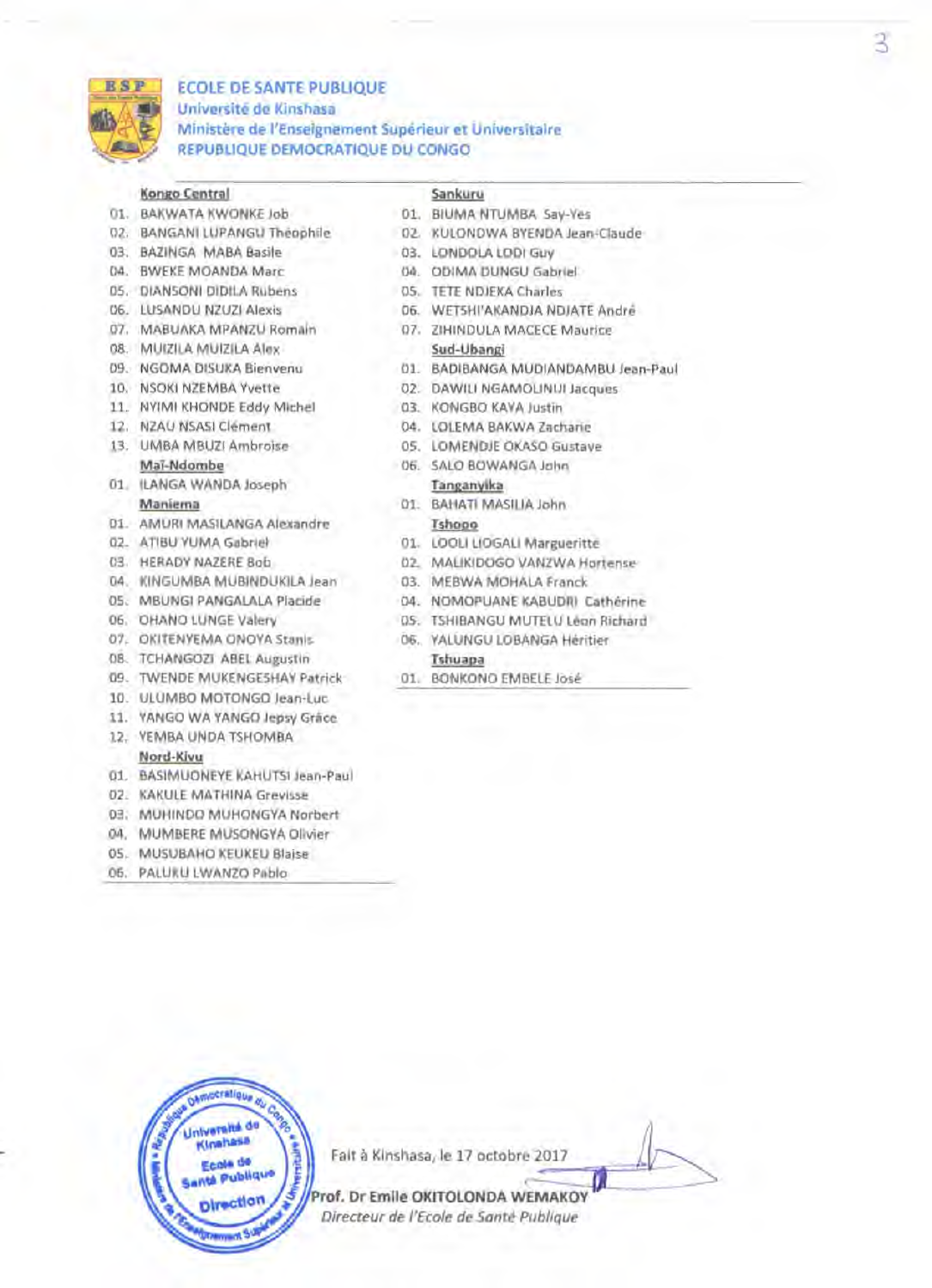**ECOLE DE SANTE PUBLIQUE**
Université de Kinshasa
Ministère de l'Enseignement Supérieur et Universitaire
REPUBLIQUE DEMOCRATIQUE DU CONGO

**Kongo Central**

01. BAKWATA KWONKE Job
02. BANGANI LUPANGU Théophile
03. BAZINGA MABA Basile
04. BWEKE MOANDA Marc
05. DIANSONI DIDILA Rubens
06. LUSANDU NZUZI Alexis
07. MABUAKA MPANZU Romain
08. MUIZILA MUIZILA Alex
09. NGOMA DISUKA Bienvenu
10. NSOKI NZEMBA Yvette
11. NYIMI KHONDE Eddy Michel
12. NZAU NSASI Clément
13. UMBA MBUZI Ambroise

**Maï-Ndombe**

01. ILANGA WANDA Joseph

**Maniema**

01. AMURI MASILANGA Alexandre
02. ATIBU YUMA Gabriel
03. HERADY NAZERE Bob
04. KINGUMBA MUBINDUKILA Jean
05. MBUNGI PANGALALA Placide
06. OHANO LUNGE Valery
07. OKITENYEMA ONOYA Stanis
08. TCHANGOZI ABEL Augustin
09. TWENDE MUKENGESHAY Patrick
10. ULUMBO MOTONGO Jean-Luc
11. YANGO WA YANGO Jepsy Grâce
12. YEMBA UNDA TSHOMBA

**Nord-Kivu**

01. BASIMUONEYE KAHUTSI Jean-Paul
02. KAKULE MATHINA Grevisse
03. MUHINDO MUHONGYA Norbert
04. MUMBERE MUSONGYA Olivier
05. MUSUBAHO KEUKEU Blaise
06. PALUKU LWANZO Pablo

**Sankuru**

01. BIUMA NTUMBA Say-Yes
02. KULONDWA BYENDA Jean-Claude
03. LONDOLA LODI Guy
04. ODIMA DUNGU Gabriel
05. TETE NDJEKA Charles
06. WETSHI'AKANDJA NDJATE André
07. ZIHINDULA MACECE Maurice

**Sud-Ubangi**

01. BADIBANGA MUDIANDAMBU Jean-Paul
02. DAWILI NGAMOLINUI Jacques
03. KONGBO KAYA Justin
04. LOLEMA BAKWA Zacharie
05. LOMENDJE OKASO Gustave
06. SALO BOWANGA John

**Tanganyika**

01. BAHATI MASILIA John

**Tshopo**

01. LOOLI LIOGALI Margueritte
02. MALIKIDOGO VANZWA Hortense
03. MEBWA MOHALA Franck
04. NOMOPUANE KABUDRI Cathérine
05. TSHIBANGU MUTELU Léon Richard
06. YALUNGU LOBANGA Héritier

**Tshuapa**

01. BONKONO EMBELE José

Fait à Kinshasa, le 17 octobre 2017

**Prof. Dr Emile OKITOLONDA WEMAKOY**
*Directeur de l'Ecole de Santé Publique*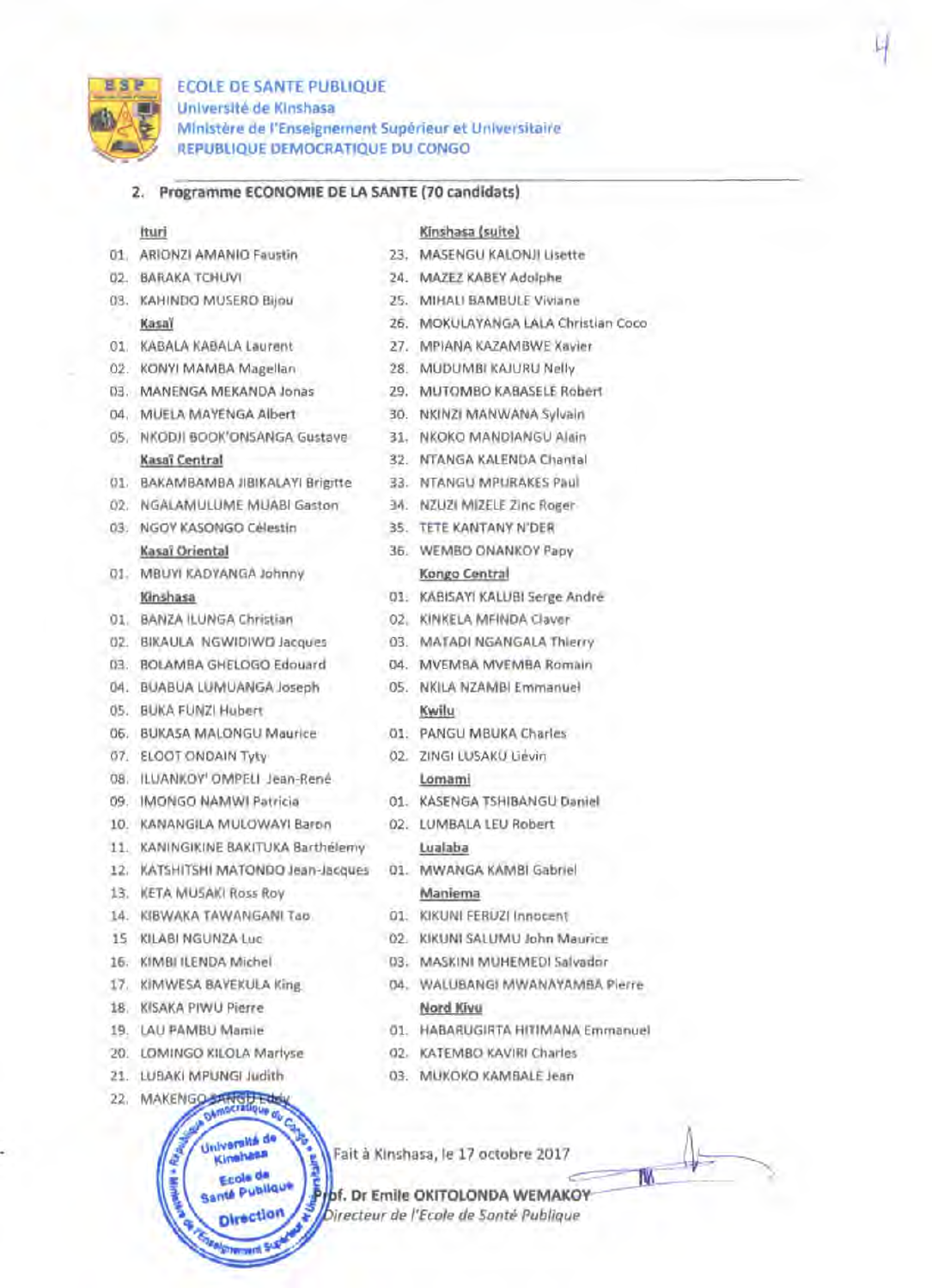ECOLE DE SANTE PUBLIQUE
Université de Kinshasa
Ministère de l'Enseignement Supérieur et Universitaire
REPUBLIQUE DEMOCRATIQUE DU CONGO

## 2. Programme ECONOMIE DE LA SANTE (70 candidats)

**Ituri**

01. ARIONZI AMANIO Faustin
02. BARAKA TCHUVI
03. KAHINDO MUSERO Bijou

**Kasaï**

01. KABALA KABALA Laurent
02. KONYI MAMBA Magellan
03. MANENGA MEKANDA Jonas
04. MUELA MAYENGA Albert
05. NKODJI BOOK'ONSANGA Gustave

**Kasaï Central**

01. BAKAMBAMBA JIBIKALAYI Brigitte
02. NGALAMULUME MUABI Gaston
03. NGOY KASONGO Célestin

**Kasaï Oriental**

01. MBUYI KADYANGA Johnny

**Kinshasa**

01. BANZA ILUNGA Christian
02. BIKAULA NGWIDIWO Jacques
03. BOLAMBA GHELOGO Edouard
04. BUABUA LUMUANGA Joseph
05. BUKA FUNZI Hubert
06. BUKASA MALONGU Maurice
07. ELOOT ONDAIN Tyty
08. ILUANKOY' OMPELI Jean-René
09. IMONGO NAMWI Patricia
10. KANANGILA MULOWAYI Baron
11. KANINGIKINE BAKITUKA Barthélemy
12. KATSHITSHI MATONDO Jean-Jacques
13. KETA MUSAKI Ross Roy
14. KIBWAKA TAWANGANI Tao
15. KILABI NGUNZA Luc
16. KIMBI ILENDA Michel
17. KIMWESA BAYEKULA King
18. KISAKA PIWU Pierre
19. LAU PAMBU Mamie
20. LOMINGO KILOLA Marlyse
21. LUBAKI MPUNGI Judith
22. MAKENGO SANGU Edey

**Kinshasa (suite)**

23. MASENGU KALONJI Lisette
24. MAZEZ KABEY Adolphe
25. MIHALI BAMBULE Viviane
26. MOKULAYANGA LALA Christian Coco
27. MPIANA KAZAMBWE Xavier
28. MUDUMBI KAJURU Nelly
29. MUTOMBO KABASELE Robert
30. NKINZI MANWANA Sylvain
31. NKOKO MANDIANGU Alain
32. NTANGA KALENDA Chantal
33. NTANGU MPURAKES Paul
34. NZUZI MIZELE Zinc Roger
35. TETE KANTANY N'DER
36. WEMBO ONANKOY Papy

**Kongo Central**

01. KABISAYI KALUBI Serge André
02. KINKELA MFINDA Claver
03. MATADI NGANGALA Thierry
04. MVEMBA MVEMBA Romain
05. NKILA NZAMBI Emmanuel

**Kwilu**

01. PANGU MBUKA Charles
02. ZINGI LUSAKU Liévin

**Lomami**

01. KASENGA TSHIBANGU Daniel
02. LUMBALA LEU Robert

**Lualaba**

01. MWANGA KAMBI Gabriel

**Maniema**

01. KIKUNI FERUZI Innocent
02. KIKUNI SALUMU John Maurice
03. MASKINI MUHEMEDI Salvador
04. WALUBANGI MWANAYAMBA Pierre

**Nord Kivu**

01. HABARUGIRTA HITIMANA Emmanuel
02. KATEMBO KAVIRI Charles
03. MUKOKO KAMBALE Jean

Fait à Kinshasa, le 17 octobre 2017

**Prof. Dr Emile OKITOLONDA WEMAKOY**
*Directeur de l'Ecole de Santé Publique*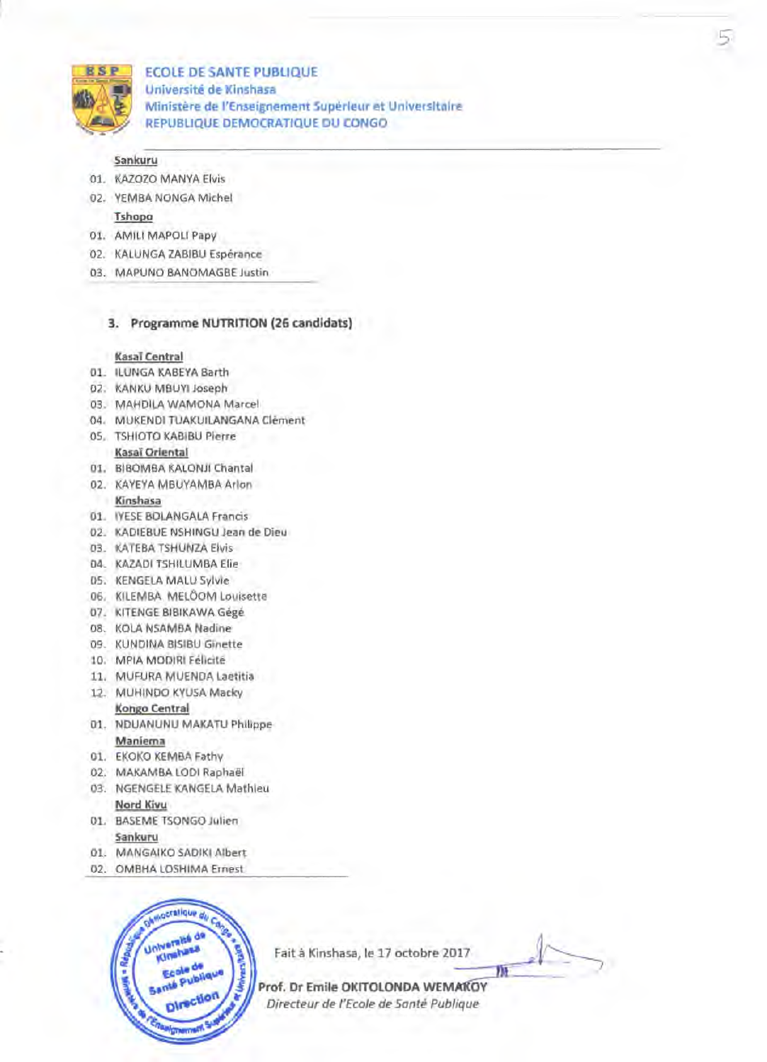ECOLE DE SANTE PUBLIQUE
Université de Kinshasa
Ministère de l'Enseignement Supérieur et Universitaire
REPUBLIQUE DEMOCRATIQUE DU CONGO

**Sankuru**

01. KAZOZO MANYA Elvis
02. YEMBA NONGA Michel

**Tshopo**

01. AMILI MAPOLI Papy
02. KALUNGA ZABIBU Espérance
03. MAPUNO BANOMAGBE Justin

### 3. Programme NUTRITION (26 candidats)

**Kasaï Central**

01. ILUNGA KABEYA Barth
02. KANKU MBUYI Joseph
03. MAHDILA WAMONA Marcel
04. MUKENDI TUAKUILANGANA Clément
05. TSHIOTO KABIBU Pierre

**Kasaï Oriental**

01. BIBOMBA KALONJI Chantal
02. KAYEYA MBUYAMBA Arlon

**Kinshasa**

01. IYESE BOLANGALA Francis
02. KADIEBUE NSHINGU Jean de Dieu
03. KATEBA TSHUNZA Elvis
04. KAZADI TSHILUMBA Elie
05. KENGELA MALU Sylvie
06. KILEMBA MELÔOM Louisette
07. KITENGE BIBIKAWA Gégé
08. KOLA NSAMBA Nadine
09. KUNDINA BISIBU Ginette
10. MPIA MODIRI Félicité
11. MUFURA MUENDA Laetitia
12. MUHINDO KYUSA Macky

**Kongo Central**

01. NDUANUNU MAKATU Philippe

**Maniema**

01. EKOKO KEMBA Fathy
02. MAKAMBA LODI Raphaël
03. NGENGELE KANGELA Mathieu

**Nord Kivu**

01. BASEME TSONGO Julien

**Sankuru**

01. MANGAIKO SADIKI Albert
02. OMBHA LOSHIMA Ernest

Fait à Kinshasa, le 17 octobre 2017

**Prof. Dr Emile OKITOLONDA WEMAKOY**
*Directeur de l'Ecole de Santé Publique*